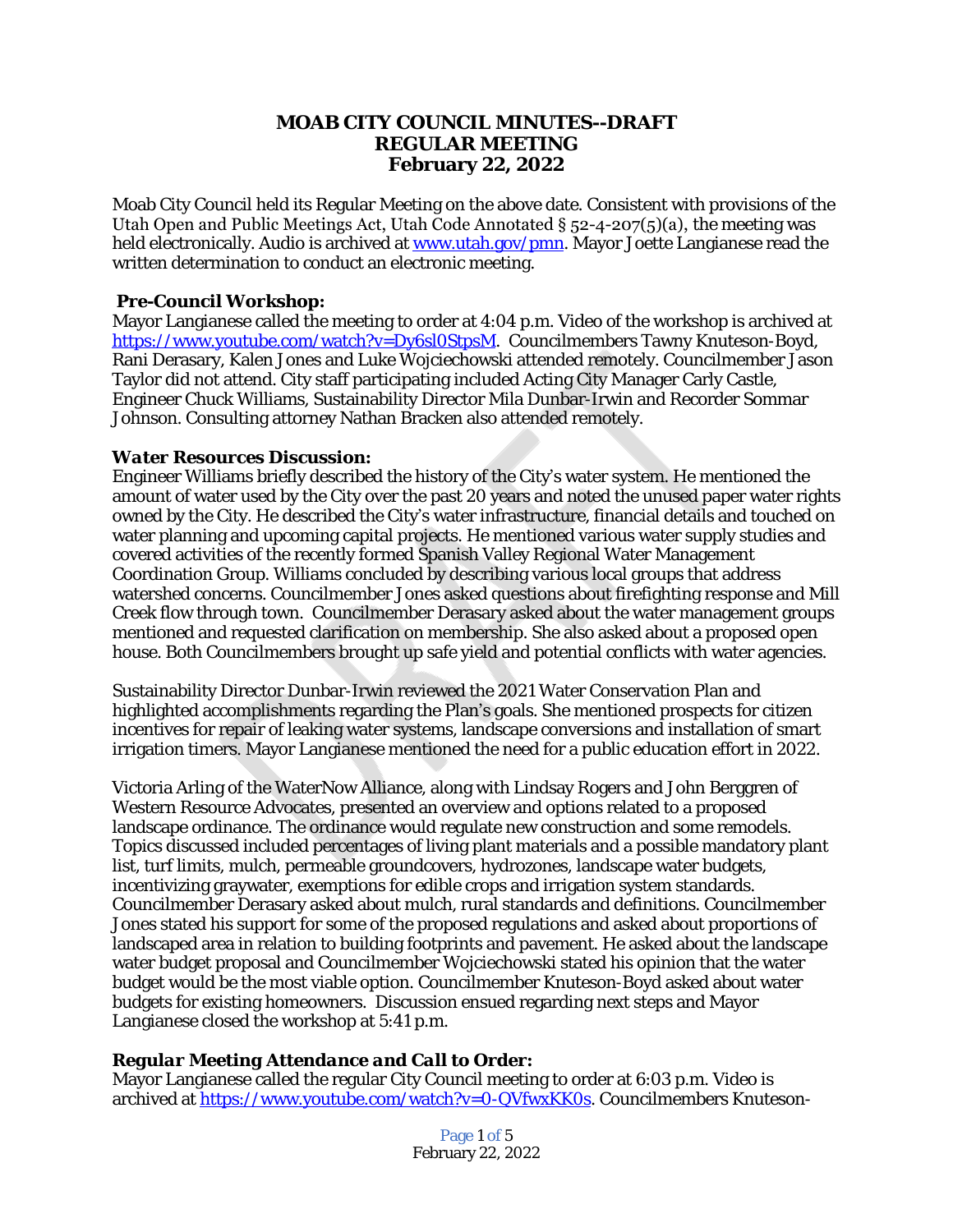# MOAB CITY COUNCIL MINUTES--DRAFT
## REGULAR MEETING
## February 22, 2022

Moab City Council held its Regular Meeting on the above date. Consistent with provisions of the Utah Open and Public Meetings Act, Utah Code Annotated § 52-4-207(5)(a), the meeting was held electronically. Audio is archived at [www.utah.gov/pmn](www.utah.gov/pmn). Mayor Joette Langianese read the written determination to conduct an electronic meeting.

### Pre-Council Workshop:

Mayor Langianese called the meeting to order at 4:04 p.m. Video of the workshop is archived at [https://www.youtube.com/watch?v=Dy6sl0StpsM](https://www.youtube.com/watch?v=Dy6sl0StpsM). Councilmembers Tawny Knuteson-Boyd, Rani Derasary, Kalen Jones and Luke Wojciechowski attended remotely. Councilmember Jason Taylor did not attend. City staff participating included Acting City Manager Carly Castle, Engineer Chuck Williams, Sustainability Director Mila Dunbar-Irwin and Recorder Sommar Johnson. Consulting attorney Nathan Bracken also attended remotely.

### *Water Resources Discussion:*

Engineer Williams briefly described the history of the City's water system. He mentioned the amount of water used by the City over the past 20 years and noted the unused paper water rights owned by the City. He described the City's water infrastructure, financial details and touched on water planning and upcoming capital projects. He mentioned various water supply studies and covered activities of the recently formed Spanish Valley Regional Water Management Coordination Group. Williams concluded by describing various local groups that address watershed concerns. Councilmember Jones asked questions about firefighting response and Mill Creek flow through town. Councilmember Derasary asked about the water management groups mentioned and requested clarification on membership. She also asked about a proposed open house. Both Councilmembers brought up safe yield and potential conflicts with water agencies.

Sustainability Director Dunbar-Irwin reviewed the 2021 Water Conservation Plan and highlighted accomplishments regarding the Plan's goals. She mentioned prospects for citizen incentives for repair of leaking water systems, landscape conversions and installation of smart irrigation timers. Mayor Langianese mentioned the need for a public education effort in 2022.

Victoria Arling of the WaterNow Alliance, along with Lindsay Rogers and John Berggren of Western Resource Advocates, presented an overview and options related to a proposed landscape ordinance. The ordinance would regulate new construction and some remodels. Topics discussed included percentages of living plant materials and a possible mandatory plant list, turf limits, mulch, permeable groundcovers, hydrozones, landscape water budgets, incentivizing graywater, exemptions for edible crops and irrigation system standards. Councilmember Derasary asked about mulch, rural standards and definitions. Councilmember Jones stated his support for some of the proposed regulations and asked about proportions of landscaped area in relation to building footprints and pavement. He asked about the landscape water budget proposal and Councilmember Wojciechowski stated his opinion that the water budget would be the most viable option. Councilmember Knuteson-Boyd asked about water budgets for existing homeowners. Discussion ensued regarding next steps and Mayor Langianese closed the workshop at 5:41 p.m.

### *Regular Meeting Attendance and Call to Order:*

Mayor Langianese called the regular City Council meeting to order at 6:03 p.m. Video is archived at [https://www.youtube.com/watch?v=0-QVfwxKK0s](https://www.youtube.com/watch?v=0-QVfwxKK0s). Councilmembers Knuteson-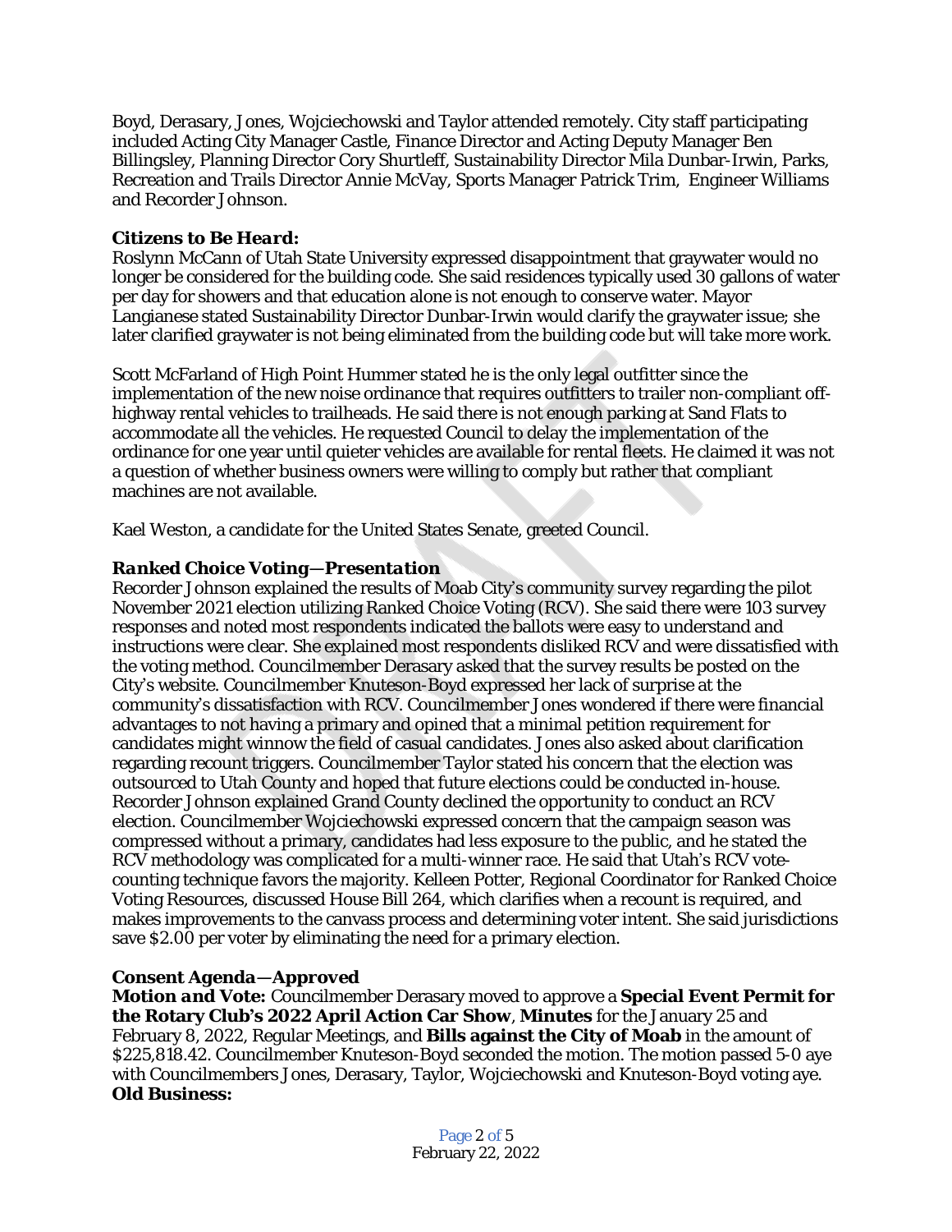Boyd, Derasary, Jones, Wojciechowski and Taylor attended remotely. City staff participating included Acting City Manager Castle, Finance Director and Acting Deputy Manager Ben Billingsley, Planning Director Cory Shurtleff, Sustainability Director Mila Dunbar-Irwin, Parks, Recreation and Trails Director Annie McVay, Sports Manager Patrick Trim, Engineer Williams and Recorder Johnson.

***Citizens to Be Heard:***
Roslynn McCann of Utah State University expressed disappointment that graywater would no longer be considered for the building code. She said residences typically used 30 gallons of water per day for showers and that education alone is not enough to conserve water. Mayor Langianese stated Sustainability Director Dunbar-Irwin would clarify the graywater issue; she later clarified graywater is not being eliminated from the building code but will take more work.

Scott McFarland of High Point Hummer stated he is the only legal outfitter since the implementation of the new noise ordinance that requires outfitters to trailer non-compliant off-highway rental vehicles to trailheads. He said there is not enough parking at Sand Flats to accommodate all the vehicles. He requested Council to delay the implementation of the ordinance for one year until quieter vehicles are available for rental fleets. He claimed it was not a question of whether business owners were willing to comply but rather that compliant machines are not available.

Kael Weston, a candidate for the United States Senate, greeted Council.

***Ranked Choice Voting—Presentation***
Recorder Johnson explained the results of Moab City's community survey regarding the pilot November 2021 election utilizing Ranked Choice Voting (RCV). She said there were 103 survey responses and noted most respondents indicated the ballots were easy to understand and instructions were clear. She explained most respondents disliked RCV and were dissatisfied with the voting method. Councilmember Derasary asked that the survey results be posted on the City's website. Councilmember Knuteson-Boyd expressed her lack of surprise at the community's dissatisfaction with RCV. Councilmember Jones wondered if there were financial advantages to not having a primary and opined that a minimal petition requirement for candidates might winnow the field of casual candidates. Jones also asked about clarification regarding recount triggers. Councilmember Taylor stated his concern that the election was outsourced to Utah County and hoped that future elections could be conducted in-house. Recorder Johnson explained Grand County declined the opportunity to conduct an RCV election. Councilmember Wojciechowski expressed concern that the campaign season was compressed without a primary, candidates had less exposure to the public, and he stated the RCV methodology was complicated for a multi-winner race. He said that Utah's RCV vote-counting technique favors the majority. Kelleen Potter, Regional Coordinator for Ranked Choice Voting Resources, discussed House Bill 264, which clarifies when a recount is required, and makes improvements to the canvass process and determining voter intent. She said jurisdictions save $2.00 per voter by eliminating the need for a primary election.

***Consent Agenda—Approved***
***Motion and Vote:*** Councilmember Derasary moved to approve a **Special Event Permit for the Rotary Club's 2022 April Action Car Show**, **Minutes** for the January 25 and February 8, 2022, Regular Meetings, and **Bills against the City of Moab** in the amount of $225,818.42. Councilmember Knuteson-Boyd seconded the motion. The motion passed 5-0 aye with Councilmembers Jones, Derasary, Taylor, Wojciechowski and Knuteson-Boyd voting aye.
**Old Business:**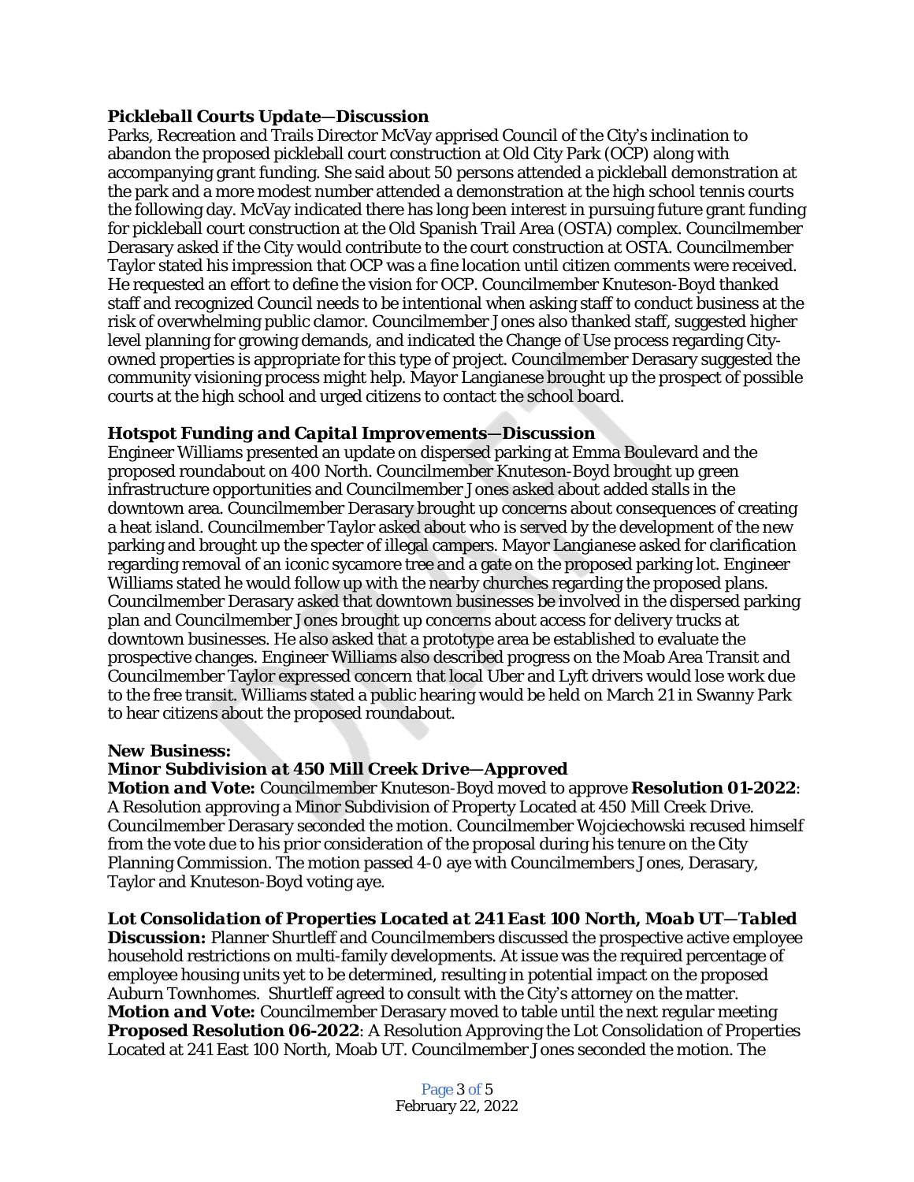***Pickleball Courts Update—Discussion***
Parks, Recreation and Trails Director McVay apprised Council of the City's inclination to abandon the proposed pickleball court construction at Old City Park (OCP) along with accompanying grant funding. She said about 50 persons attended a pickleball demonstration at the park and a more modest number attended a demonstration at the high school tennis courts the following day. McVay indicated there has long been interest in pursuing future grant funding for pickleball court construction at the Old Spanish Trail Area (OSTA) complex. Councilmember Derasary asked if the City would contribute to the court construction at OSTA. Councilmember Taylor stated his impression that OCP was a fine location until citizen comments were received. He requested an effort to define the vision for OCP. Councilmember Knuteson-Boyd thanked staff and recognized Council needs to be intentional when asking staff to conduct business at the risk of overwhelming public clamor. Councilmember Jones also thanked staff, suggested higher level planning for growing demands, and indicated the Change of Use process regarding City-owned properties is appropriate for this type of project. Councilmember Derasary suggested the community visioning process might help. Mayor Langianese brought up the prospect of possible courts at the high school and urged citizens to contact the school board.

***Hotspot Funding and Capital Improvements—Discussion***
Engineer Williams presented an update on dispersed parking at Emma Boulevard and the proposed roundabout on 400 North. Councilmember Knuteson-Boyd brought up green infrastructure opportunities and Councilmember Jones asked about added stalls in the downtown area. Councilmember Derasary brought up concerns about consequences of creating a heat island. Councilmember Taylor asked about who is served by the development of the new parking and brought up the specter of illegal campers. Mayor Langianese asked for clarification regarding removal of an iconic sycamore tree and a gate on the proposed parking lot. Engineer Williams stated he would follow up with the nearby churches regarding the proposed plans. Councilmember Derasary asked that downtown businesses be involved in the dispersed parking plan and Councilmember Jones brought up concerns about access for delivery trucks at downtown businesses. He also asked that a prototype area be established to evaluate the prospective changes. Engineer Williams also described progress on the Moab Area Transit and Councilmember Taylor expressed concern that local Uber and Lyft drivers would lose work due to the free transit. Williams stated a public hearing would be held on March 21 in Swanny Park to hear citizens about the proposed roundabout.

**New Business:**

***Minor Subdivision at 450 Mill Creek Drive—Approved***
***Motion and Vote:*** Councilmember Knuteson-Boyd moved to approve **Resolution 01-2022**: A Resolution approving a Minor Subdivision of Property Located at 450 Mill Creek Drive. Councilmember Derasary seconded the motion. Councilmember Wojciechowski recused himself from the vote due to his prior consideration of the proposal during his tenure on the City Planning Commission. The motion passed 4-0 aye with Councilmembers Jones, Derasary, Taylor and Knuteson-Boyd voting aye.

***Lot Consolidation of Properties Located at 241 East 100 North, Moab UT—Tabled***
**Discussion:** Planner Shurtleff and Councilmembers discussed the prospective active employee household restrictions on multi-family developments. At issue was the required percentage of employee housing units yet to be determined, resulting in potential impact on the proposed Auburn Townhomes. Shurtleff agreed to consult with the City's attorney on the matter.
***Motion and Vote:*** Councilmember Derasary moved to table until the next regular meeting **Proposed Resolution 06-2022**: A Resolution Approving the Lot Consolidation of Properties Located at 241 East 100 North, Moab UT. Councilmember Jones seconded the motion. The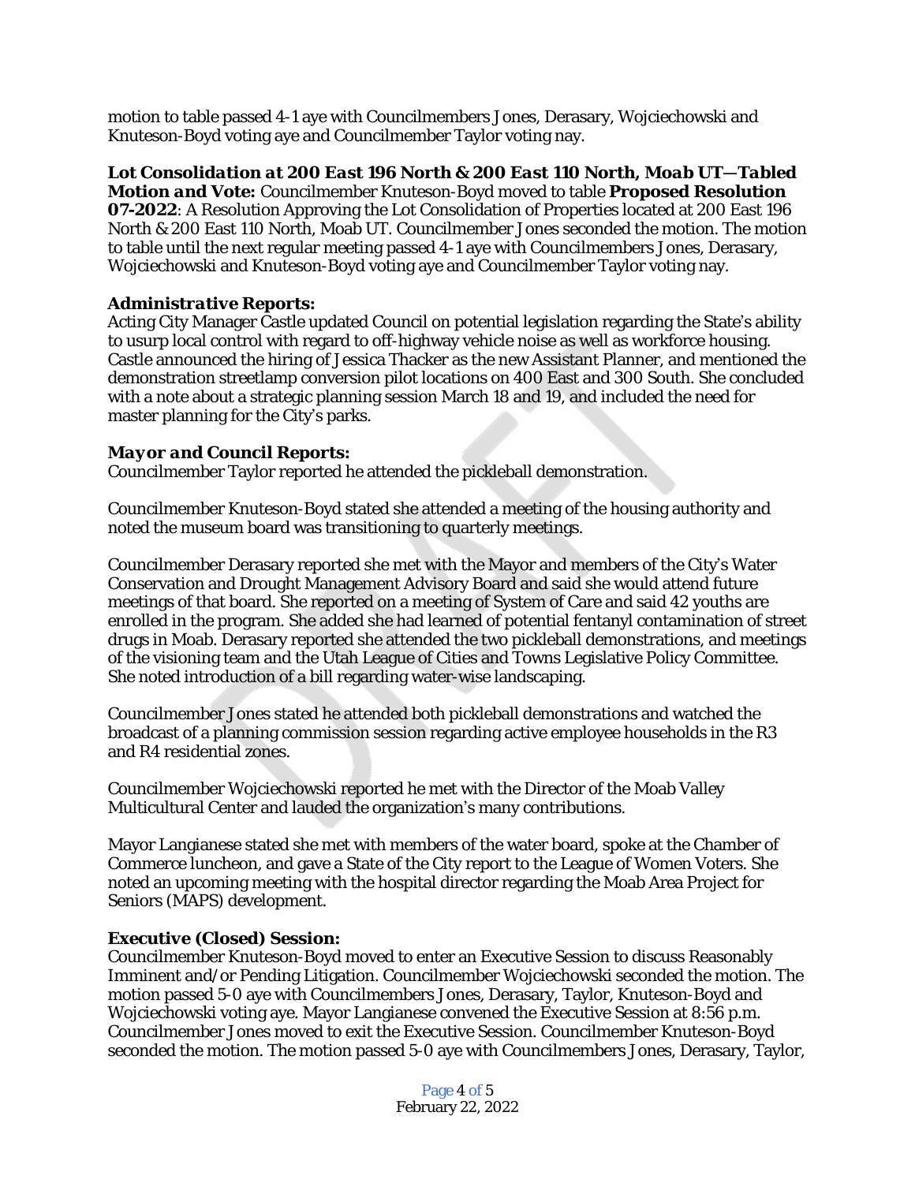motion to table passed 4-1 aye with Councilmembers Jones, Derasary, Wojciechowski and Knuteson-Boyd voting aye and Councilmember Taylor voting nay.

***Lot Consolidation at 200 East 196 North & 200 East 110 North, Moab UT—Tabled***

***Motion and Vote:*** Councilmember Knuteson-Boyd moved to table **Proposed Resolution 07-2022**: A Resolution Approving the Lot Consolidation of Properties located at 200 East 196 North & 200 East 110 North, Moab UT. Councilmember Jones seconded the motion. The motion to table until the next regular meeting passed 4-1 aye with Councilmembers Jones, Derasary, Wojciechowski and Knuteson-Boyd voting aye and Councilmember Taylor voting nay.

***Administrative Reports:***

Acting City Manager Castle updated Council on potential legislation regarding the State's ability to usurp local control with regard to off-highway vehicle noise as well as workforce housing. Castle announced the hiring of Jessica Thacker as the new Assistant Planner, and mentioned the demonstration streetlamp conversion pilot locations on 400 East and 300 South. She concluded with a note about a strategic planning session March 18 and 19, and included the need for master planning for the City's parks.

***Mayor and Council Reports:***

Councilmember Taylor reported he attended the pickleball demonstration.

Councilmember Knuteson-Boyd stated she attended a meeting of the housing authority and noted the museum board was transitioning to quarterly meetings.

Councilmember Derasary reported she met with the Mayor and members of the City's Water Conservation and Drought Management Advisory Board and said she would attend future meetings of that board. She reported on a meeting of System of Care and said 42 youths are enrolled in the program. She added she had learned of potential fentanyl contamination of street drugs in Moab. Derasary reported she attended the two pickleball demonstrations, and meetings of the visioning team and the Utah League of Cities and Towns Legislative Policy Committee. She noted introduction of a bill regarding water-wise landscaping.

Councilmember Jones stated he attended both pickleball demonstrations and watched the broadcast of a planning commission session regarding active employee households in the R3 and R4 residential zones.

Councilmember Wojciechowski reported he met with the Director of the Moab Valley Multicultural Center and lauded the organization's many contributions.

Mayor Langianese stated she met with members of the water board, spoke at the Chamber of Commerce luncheon, and gave a State of the City report to the League of Women Voters. She noted an upcoming meeting with the hospital director regarding the Moab Area Project for Seniors (MAPS) development.

***Executive (Closed) Session:***

Councilmember Knuteson-Boyd moved to enter an Executive Session to discuss Reasonably Imminent and/or Pending Litigation. Councilmember Wojciechowski seconded the motion. The motion passed 5-0 aye with Councilmembers Jones, Derasary, Taylor, Knuteson-Boyd and Wojciechowski voting aye. Mayor Langianese convened the Executive Session at 8:56 p.m. Councilmember Jones moved to exit the Executive Session. Councilmember Knuteson-Boyd seconded the motion. The motion passed 5-0 aye with Councilmembers Jones, Derasary, Taylor,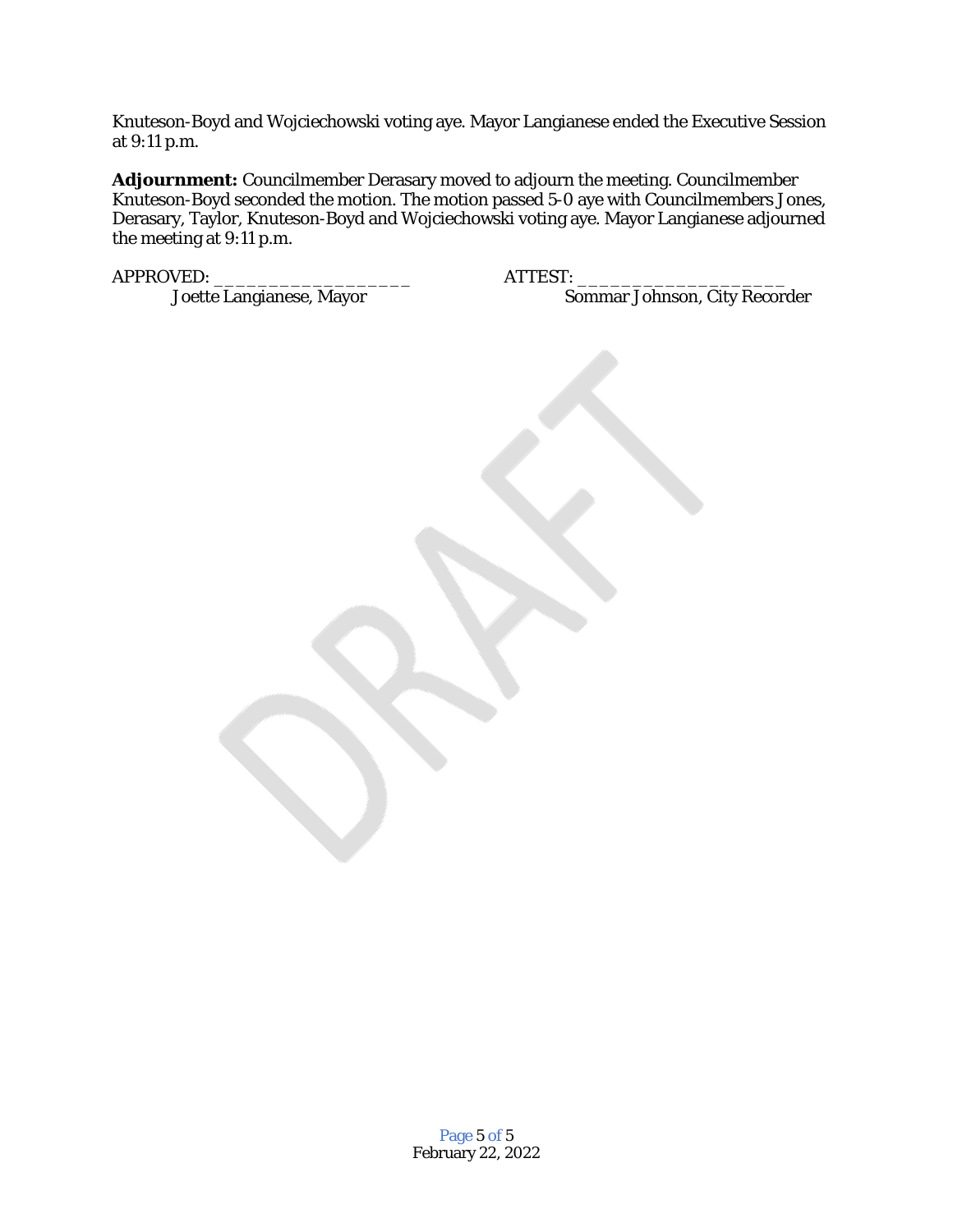Knuteson-Boyd and Wojciechowski voting aye. Mayor Langianese ended the Executive Session at 9:11 p.m.

**Adjournment:** Councilmember Derasary moved to adjourn the meeting. Councilmember Knuteson-Boyd seconded the motion. The motion passed 5-0 aye with Councilmembers Jones, Derasary, Taylor, Knuteson-Boyd and Wojciechowski voting aye. Mayor Langianese adjourned the meeting at 9:11 p.m.

APPROVED: ___________________ ATTEST: ____________________
Joette Langianese, Mayor Sommar Johnson, City Recorder

DRAFT